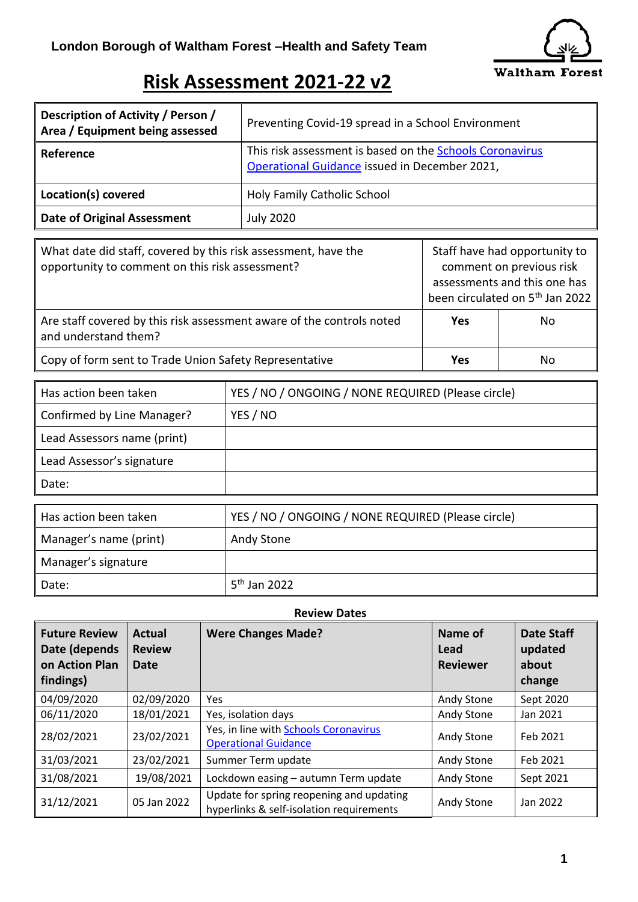**London Borough of Waltham Forest –Health and Safety Team**

Waltham Forest

# Risk Assessment 2021-22 v2

| **Description of Activity / Person / Area / Equipment being assessed** | Preventing Covid-19 spread in a School Environment |
|---|---|
| **Reference** | This risk assessment is based on the [Schools Coronavirus Operational Guidance]() issued in December 2021, |
| **Location(s) covered** | Holy Family Catholic School |
| **Date of Original Assessment** | July 2020 |

| What date did staff, covered by this risk assessment, have the opportunity to comment on this risk assessment? | Staff have had opportunity to comment on previous risk assessments and this one has been circulated on 5th Jan 2022 | |
|---|---|---|
| Are staff covered by this risk assessment aware of the controls noted and understand them? | **Yes** | No |
| Copy of form sent to Trade Union Safety Representative | **Yes** | No |

| Has action been taken | YES / NO / ONGOING / NONE REQUIRED (Please circle) |
|---|---|
| Confirmed by Line Manager? | YES / NO |
| Lead Assessors name (print) | |
| Lead Assessor's signature | |
| Date: | |

| Has action been taken | YES / NO / ONGOING / NONE REQUIRED (Please circle) |
|---|---|
| Manager's name (print) | Andy Stone |
| Manager's signature | |
| Date: | 5th Jan 2022 |

**Review Dates**

| **Future Review Date (depends on Action Plan findings)** | **Actual Review Date** | **Were Changes Made?** | **Name of Lead Reviewer** | **Date Staff updated about change** |
|---|---|---|---|---|
| 04/09/2020 | 02/09/2020 | Yes | Andy Stone | Sept 2020 |
| 06/11/2020 | 18/01/2021 | Yes, isolation days | Andy Stone | Jan 2021 |
| 28/02/2021 | 23/02/2021 | Yes, in line with [Schools Coronavirus Operational Guidance]() | Andy Stone | Feb 2021 |
| 31/03/2021 | 23/02/2021 | Summer Term update | Andy Stone | Feb 2021 |
| 31/08/2021 | 19/08/2021 | Lockdown easing – autumn Term update | Andy Stone | Sept 2021 |
| 31/12/2021 | 05 Jan 2022 | Update for spring reopening and updating hyperlinks & self-isolation requirements | Andy Stone | Jan 2022 |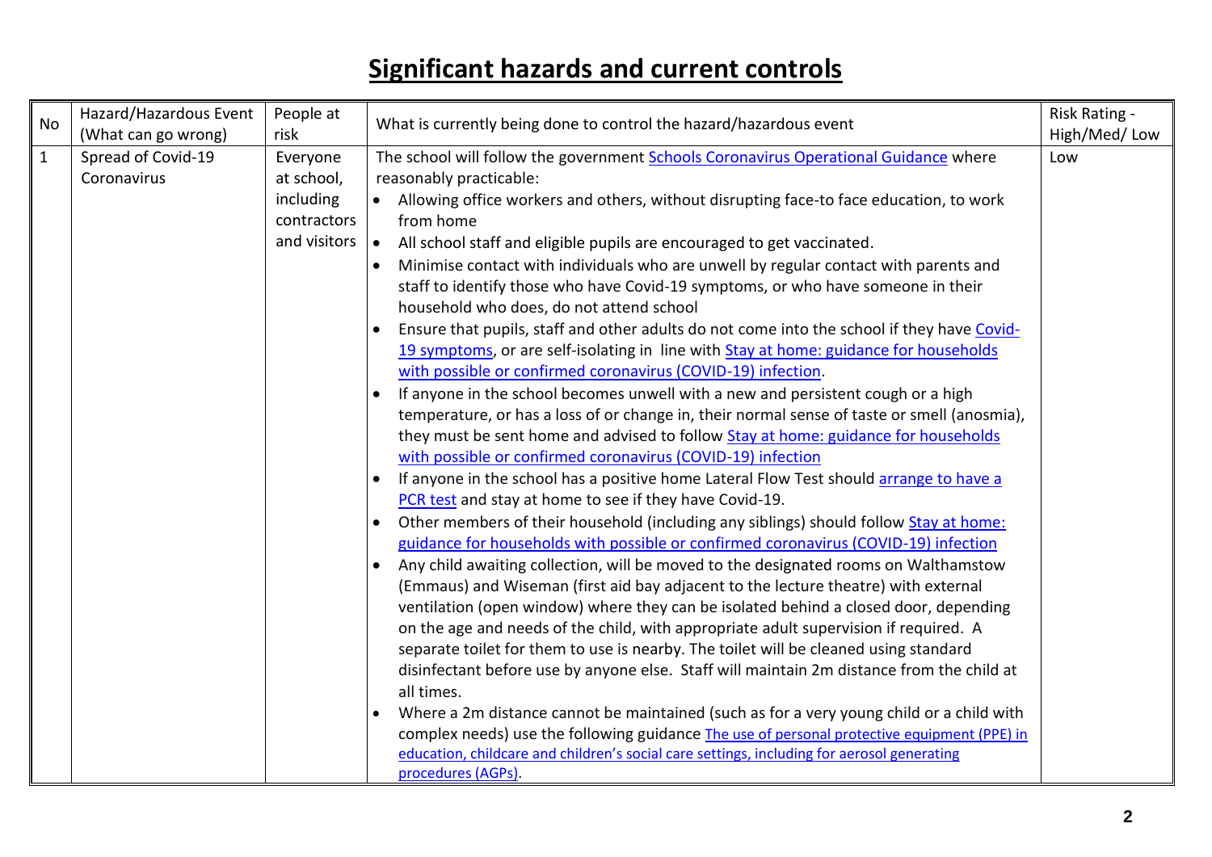# Significant hazards and current controls

| No | Hazard/Hazardous Event (What can go wrong) | People at risk | What is currently being done to control the hazard/hazardous event | Risk Rating - High/Med/ Low |
|---|---|---|---|---|
| 1 | Spread of Covid-19 Coronavirus | Everyone at school, including contractors and visitors | The school will follow the government Schools Coronavirus Operational Guidance where reasonably practicable:<br>• Allowing office workers and others, without disrupting face-to face education, to work from home<br>• All school staff and eligible pupils are encouraged to get vaccinated.<br>• Minimise contact with individuals who are unwell by regular contact with parents and staff to identify those who have Covid-19 symptoms, or who have someone in their household who does, do not attend school<br>• Ensure that pupils, staff and other adults do not come into the school if they have Covid-19 symptoms, or are self-isolating in line with Stay at home: guidance for households with possible or confirmed coronavirus (COVID-19) infection.<br>• If anyone in the school becomes unwell with a new and persistent cough or a high temperature, or has a loss of or change in, their normal sense of taste or smell (anosmia), they must be sent home and advised to follow Stay at home: guidance for households with possible or confirmed coronavirus (COVID-19) infection<br>• If anyone in the school has a positive home Lateral Flow Test should arrange to have a PCR test and stay at home to see if they have Covid-19.<br>• Other members of their household (including any siblings) should follow Stay at home: guidance for households with possible or confirmed coronavirus (COVID-19) infection<br>• Any child awaiting collection, will be moved to the designated rooms on Walthamstow (Emmaus) and Wiseman (first aid bay adjacent to the lecture theatre) with external ventilation (open window) where they can be isolated behind a closed door, depending on the age and needs of the child, with appropriate adult supervision if required. A separate toilet for them to use is nearby. The toilet will be cleaned using standard disinfectant before use by anyone else. Staff will maintain 2m distance from the child at all times.<br>• Where a 2m distance cannot be maintained (such as for a very young child or a child with complex needs) use the following guidance The use of personal protective equipment (PPE) in education, childcare and children's social care settings, including for aerosol generating procedures (AGPs). | Low |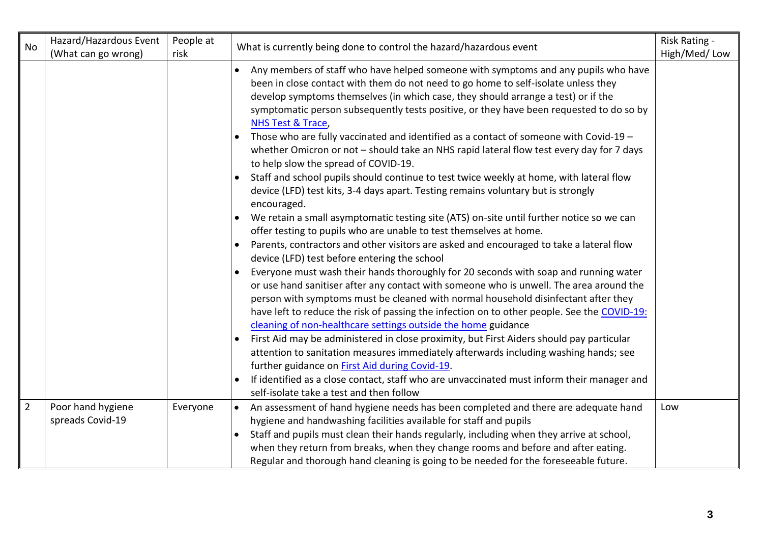| No | Hazard/Hazardous Event (What can go wrong) | People at risk | What is currently being done to control the hazard/hazardous event | Risk Rating - High/Med/ Low |
|---|---|---|---|---|
| | | | • Any members of staff who have helped someone with symptoms and any pupils who have been in close contact with them do not need to go home to self-isolate unless they develop symptoms themselves (in which case, they should arrange a test) or if the symptomatic person subsequently tests positive, or they have been requested to do so by [NHS Test & Trace](), <br> • Those who are fully vaccinated and identified as a contact of someone with Covid-19 – whether Omicron or not – should take an NHS rapid lateral flow test every day for 7 days to help slow the spread of COVID-19. <br> • Staff and school pupils should continue to test twice weekly at home, with lateral flow device (LFD) test kits, 3-4 days apart. Testing remains voluntary but is strongly encouraged. <br> • We retain a small asymptomatic testing site (ATS) on-site until further notice so we can offer testing to pupils who are unable to test themselves at home. <br> • Parents, contractors and other visitors are asked and encouraged to take a lateral flow device (LFD) test before entering the school <br> • Everyone must wash their hands thoroughly for 20 seconds with soap and running water or use hand sanitiser after any contact with someone who is unwell. The area around the person with symptoms must be cleaned with normal household disinfectant after they have left to reduce the risk of passing the infection on to other people. See the [COVID-19: cleaning of non-healthcare settings outside the home]() guidance <br> • First Aid may be administered in close proximity, but First Aiders should pay particular attention to sanitation measures immediately afterwards including washing hands; see further guidance on [First Aid during Covid-19](). <br> • If identified as a close contact, staff who are unvaccinated must inform their manager and self-isolate take a test and then follow | |
| 2 | Poor hand hygiene spreads Covid-19 | Everyone | • An assessment of hand hygiene needs has been completed and there are adequate hand hygiene and handwashing facilities available for staff and pupils <br> • Staff and pupils must clean their hands regularly, including when they arrive at school, when they return from breaks, when they change rooms and before and after eating. Regular and thorough hand cleaning is going to be needed for the foreseeable future. | Low |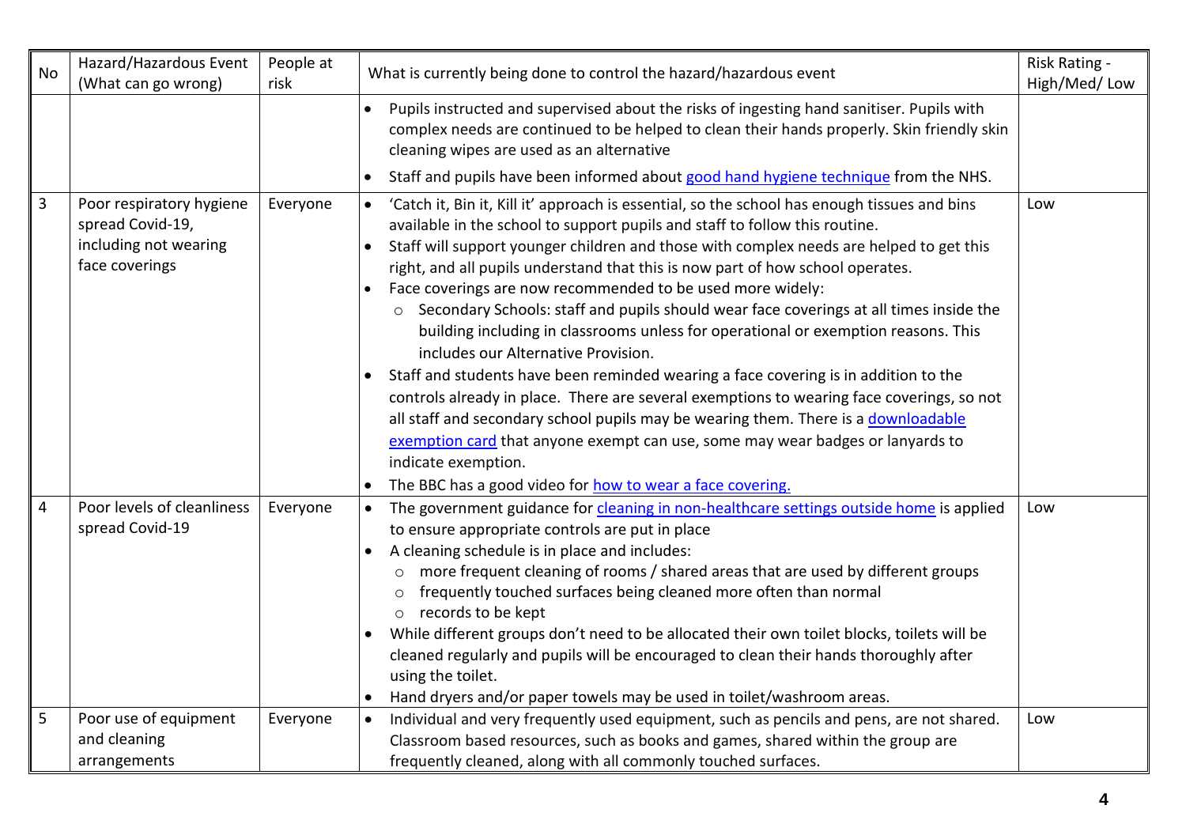| No | Hazard/Hazardous Event (What can go wrong) | People at risk | What is currently being done to control the hazard/hazardous event | Risk Rating - High/Med/ Low |
|---|---|---|---|---|
| | | | • Pupils instructed and supervised about the risks of ingesting hand sanitiser. Pupils with complex needs are continued to be helped to clean their hands properly. Skin friendly skin cleaning wipes are used as an alternative<br>• Staff and pupils have been informed about good hand hygiene technique from the NHS. | |
| 3 | Poor respiratory hygiene spread Covid-19, including not wearing face coverings | Everyone | • 'Catch it, Bin it, Kill it' approach is essential, so the school has enough tissues and bins available in the school to support pupils and staff to follow this routine.<br>• Staff will support younger children and those with complex needs are helped to get this right, and all pupils understand that this is now part of how school operates.<br>• Face coverings are now recommended to be used more widely:<br>  ○ Secondary Schools: staff and pupils should wear face coverings at all times inside the building including in classrooms unless for operational or exemption reasons. This includes our Alternative Provision.<br>• Staff and students have been reminded wearing a face covering is in addition to the controls already in place. There are several exemptions to wearing face coverings, so not all staff and secondary school pupils may be wearing them. There is a downloadable exemption card that anyone exempt can use, some may wear badges or lanyards to indicate exemption.<br>• The BBC has a good video for how to wear a face covering. | Low |
| 4 | Poor levels of cleanliness spread Covid-19 | Everyone | • The government guidance for cleaning in non-healthcare settings outside home is applied to ensure appropriate controls are put in place<br>• A cleaning schedule is in place and includes:<br>  ○ more frequent cleaning of rooms / shared areas that are used by different groups<br>  ○ frequently touched surfaces being cleaned more often than normal<br>  ○ records to be kept<br>• While different groups don't need to be allocated their own toilet blocks, toilets will be cleaned regularly and pupils will be encouraged to clean their hands thoroughly after using the toilet.<br>• Hand dryers and/or paper towels may be used in toilet/washroom areas. | Low |
| 5 | Poor use of equipment and cleaning arrangements | Everyone | • Individual and very frequently used equipment, such as pencils and pens, are not shared. Classroom based resources, such as books and games, shared within the group are frequently cleaned, along with all commonly touched surfaces. | Low |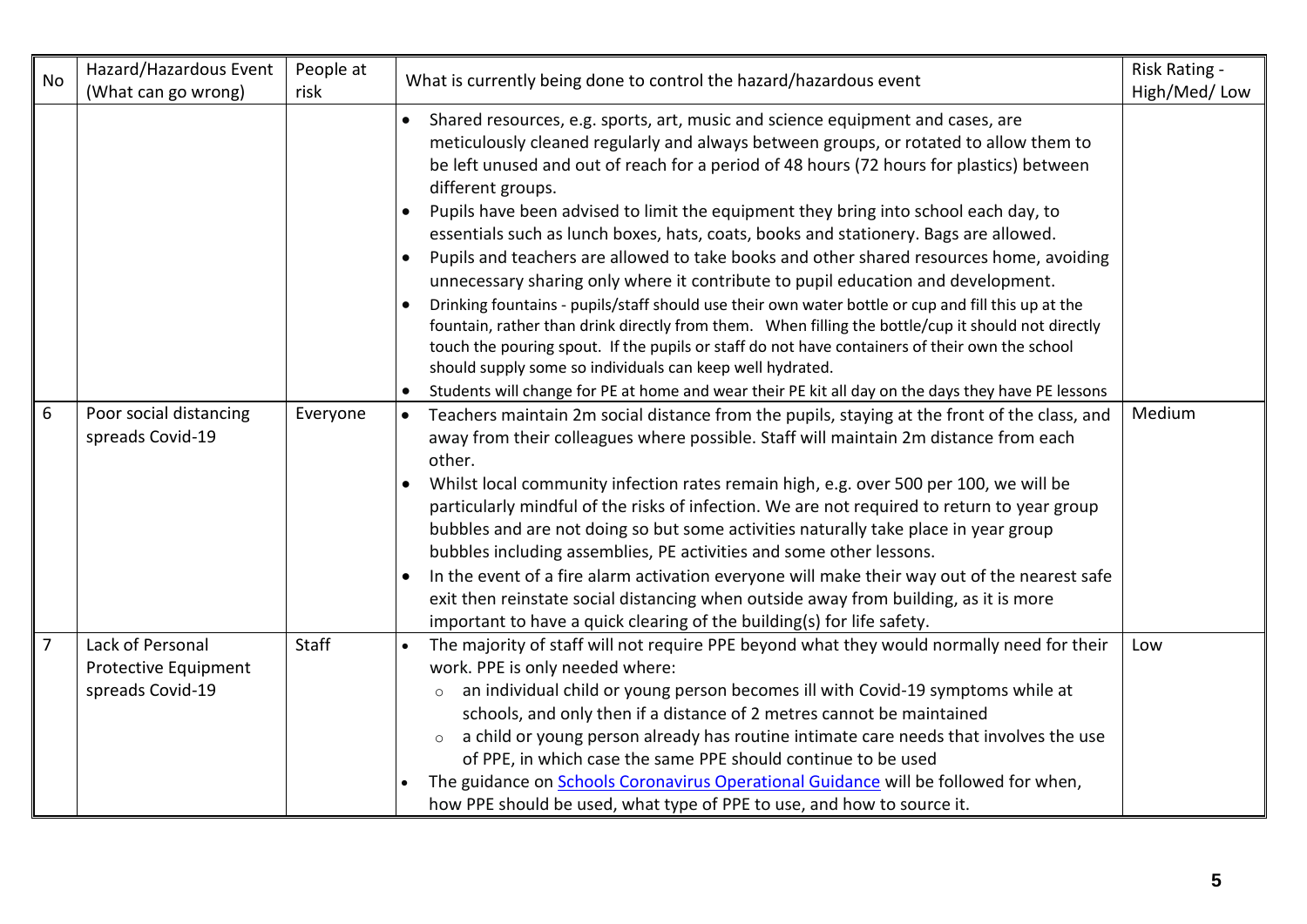| No | Hazard/Hazardous Event (What can go wrong) | People at risk | What is currently being done to control the hazard/hazardous event | Risk Rating - High/Med/ Low |
|---|---|---|---|---|
| | | | • Shared resources, e.g. sports, art, music and science equipment and cases, are meticulously cleaned regularly and always between groups, or rotated to allow them to be left unused and out of reach for a period of 48 hours (72 hours for plastics) between different groups.<br>• Pupils have been advised to limit the equipment they bring into school each day, to essentials such as lunch boxes, hats, coats, books and stationery. Bags are allowed.<br>• Pupils and teachers are allowed to take books and other shared resources home, avoiding unnecessary sharing only where it contribute to pupil education and development.<br>• Drinking fountains - pupils/staff should use their own water bottle or cup and fill this up at the fountain, rather than drink directly from them. When filling the bottle/cup it should not directly touch the pouring spout. If the pupils or staff do not have containers of their own the school should supply some so individuals can keep well hydrated.<br>• Students will change for PE at home and wear their PE kit all day on the days they have PE lessons | |
| 6 | Poor social distancing spreads Covid-19 | Everyone | • Teachers maintain 2m social distance from the pupils, staying at the front of the class, and away from their colleagues where possible. Staff will maintain 2m distance from each other.<br>• Whilst local community infection rates remain high, e.g. over 500 per 100, we will be particularly mindful of the risks of infection. We are not required to return to year group bubbles and are not doing so but some activities naturally take place in year group bubbles including assemblies, PE activities and some other lessons.<br>• In the event of a fire alarm activation everyone will make their way out of the nearest safe exit then reinstate social distancing when outside away from building, as it is more important to have a quick clearing of the building(s) for life safety. | Medium |
| 7 | Lack of Personal Protective Equipment spreads Covid-19 | Staff | • The majority of staff will not require PPE beyond what they would normally need for their work. PPE is only needed where:<br>  ○ an individual child or young person becomes ill with Covid-19 symptoms while at schools, and only then if a distance of 2 metres cannot be maintained<br>  ○ a child or young person already has routine intimate care needs that involves the use of PPE, in which case the same PPE should continue to be used<br>• The guidance on Schools Coronavirus Operational Guidance will be followed for when, how PPE should be used, what type of PPE to use, and how to source it. | Low |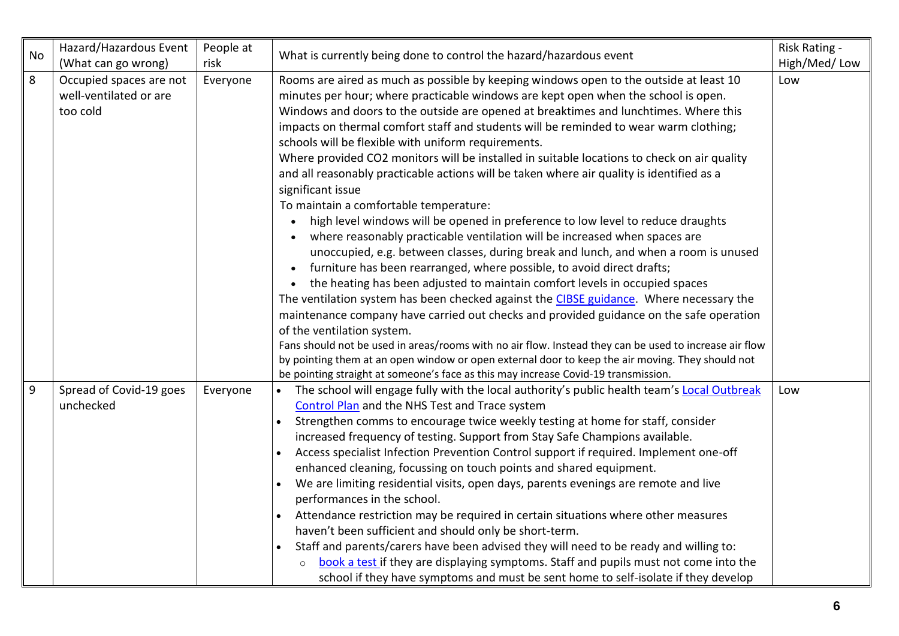| No | Hazard/Hazardous Event (What can go wrong) | People at risk | What is currently being done to control the hazard/hazardous event | Risk Rating - High/Med/ Low |
|---|---|---|---|---|
| 8 | Occupied spaces are not well-ventilated or are too cold | Everyone | Rooms are aired as much as possible by keeping windows open to the outside at least 10 minutes per hour; where practicable windows are kept open when the school is open. Windows and doors to the outside are opened at breaktimes and lunchtimes. Where this impacts on thermal comfort staff and students will be reminded to wear warm clothing; schools will be flexible with uniform requirements.<br>Where provided CO2 monitors will be installed in suitable locations to check on air quality and all reasonably practicable actions will be taken where air quality is identified as a significant issue<br>To maintain a comfortable temperature:<br>• high level windows will be opened in preference to low level to reduce draughts<br>• where reasonably practicable ventilation will be increased when spaces are unoccupied, e.g. between classes, during break and lunch, and when a room is unused<br>• furniture has been rearranged, where possible, to avoid direct drafts;<br>• the heating has been adjusted to maintain comfort levels in occupied spaces<br>The ventilation system has been checked against the CIBSE guidance. Where necessary the maintenance company have carried out checks and provided guidance on the safe operation of the ventilation system.<br>Fans should not be used in areas/rooms with no air flow. Instead they can be used to increase air flow by pointing them at an open window or open external door to keep the air moving. They should not be pointing straight at someone's face as this may increase Covid-19 transmission. | Low |
| 9 | Spread of Covid-19 goes unchecked | Everyone | • The school will engage fully with the local authority's public health team's Local Outbreak Control Plan and the NHS Test and Trace system<br>• Strengthen comms to encourage twice weekly testing at home for staff, consider increased frequency of testing. Support from Stay Safe Champions available.<br>• Access specialist Infection Prevention Control support if required. Implement one-off enhanced cleaning, focussing on touch points and shared equipment.<br>• We are limiting residential visits, open days, parents evenings are remote and live performances in the school.<br>• Attendance restriction may be required in certain situations where other measures haven't been sufficient and should only be short-term.<br>• Staff and parents/carers have been advised they will need to be ready and willing to:<br>  ○ book a test if they are displaying symptoms. Staff and pupils must not come into the school if they have symptoms and must be sent home to self-isolate if they develop | Low |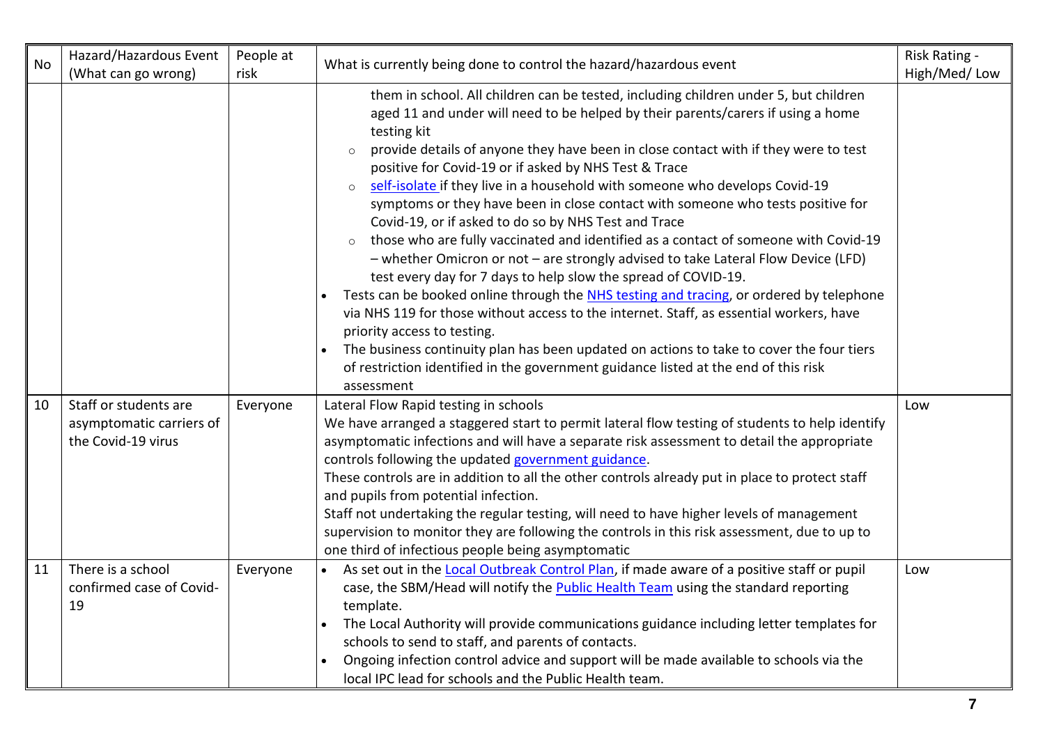| No | Hazard/Hazardous Event (What can go wrong) | People at risk | What is currently being done to control the hazard/hazardous event | Risk Rating - High/Med/ Low |
|---|---|---|---|---|
| | | | them in school. All children can be tested, including children under 5, but children aged 11 and under will need to be helped by their parents/carers if using a home testing kit<br>◦ provide details of anyone they have been in close contact with if they were to test positive for Covid-19 or if asked by NHS Test & Trace<br>◦ self-isolate if they live in a household with someone who develops Covid-19 symptoms or they have been in close contact with someone who tests positive for Covid-19, or if asked to do so by NHS Test and Trace<br>◦ those who are fully vaccinated and identified as a contact of someone with Covid-19 – whether Omicron or not – are strongly advised to take Lateral Flow Device (LFD) test every day for 7 days to help slow the spread of COVID-19.<br>• Tests can be booked online through the NHS testing and tracing, or ordered by telephone via NHS 119 for those without access to the internet. Staff, as essential workers, have priority access to testing.<br>• The business continuity plan has been updated on actions to take to cover the four tiers of restriction identified in the government guidance listed at the end of this risk assessment | |
| 10 | Staff or students are asymptomatic carriers of the Covid-19 virus | Everyone | Lateral Flow Rapid testing in schools<br>We have arranged a staggered start to permit lateral flow testing of students to help identify asymptomatic infections and will have a separate risk assessment to detail the appropriate controls following the updated government guidance.<br>These controls are in addition to all the other controls already put in place to protect staff and pupils from potential infection.<br>Staff not undertaking the regular testing, will need to have higher levels of management supervision to monitor they are following the controls in this risk assessment, due to up to one third of infectious people being asymptomatic | Low |
| 11 | There is a school confirmed case of Covid-19 | Everyone | • As set out in the Local Outbreak Control Plan, if made aware of a positive staff or pupil case, the SBM/Head will notify the Public Health Team using the standard reporting template.<br>• The Local Authority will provide communications guidance including letter templates for schools to send to staff, and parents of contacts.<br>• Ongoing infection control advice and support will be made available to schools via the local IPC lead for schools and the Public Health team. | Low |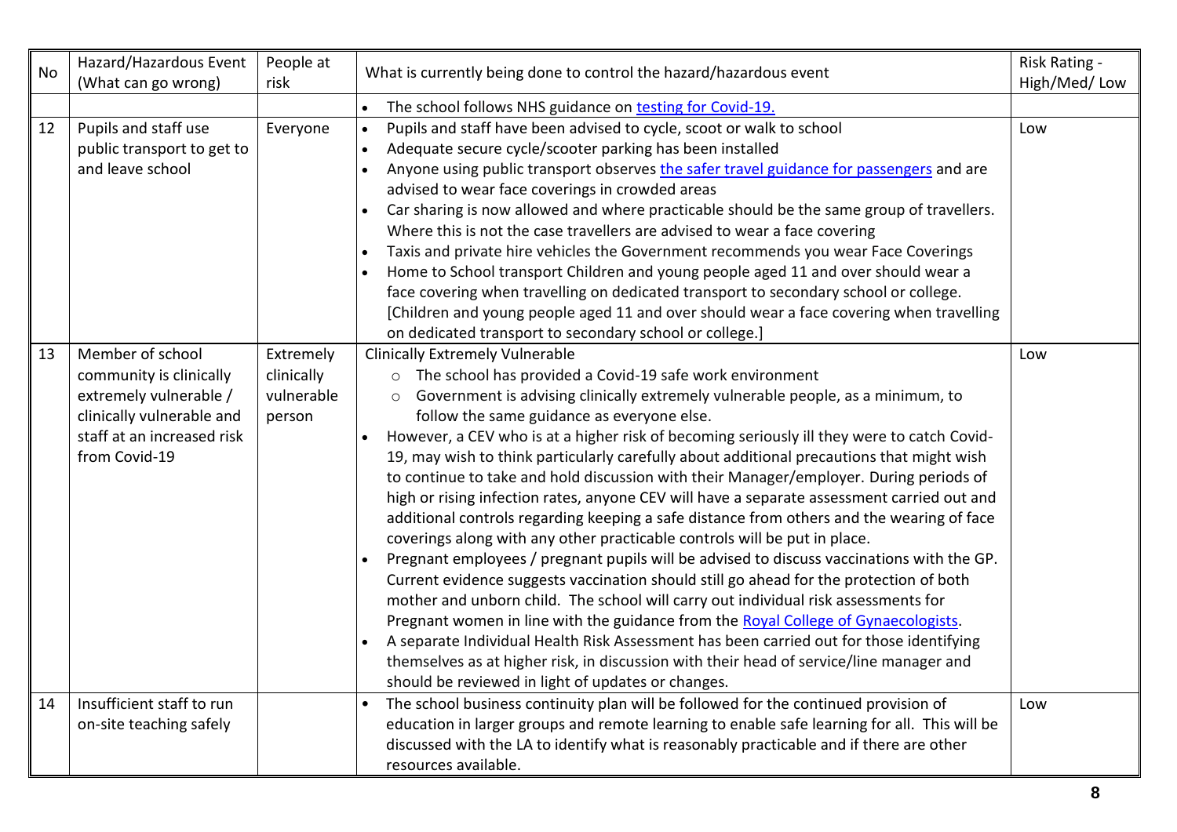| No | Hazard/Hazardous Event (What can go wrong) | People at risk | What is currently being done to control the hazard/hazardous event | Risk Rating - High/Med/ Low |
|---|---|---|---|---|
| | | | • The school follows NHS guidance on testing for Covid-19. | |
| 12 | Pupils and staff use public transport to get to and leave school | Everyone | • Pupils and staff have been advised to cycle, scoot or walk to school<br>• Adequate secure cycle/scooter parking has been installed<br>• Anyone using public transport observes the safer travel guidance for passengers and are advised to wear face coverings in crowded areas<br>• Car sharing is now allowed and where practicable should be the same group of travellers. Where this is not the case travellers are advised to wear a face covering<br>• Taxis and private hire vehicles the Government recommends you wear Face Coverings<br>• Home to School transport Children and young people aged 11 and over should wear a face covering when travelling on dedicated transport to secondary school or college. [Children and young people aged 11 and over should wear a face covering when travelling on dedicated transport to secondary school or college.] | Low |
| 13 | Member of school community is clinically extremely vulnerable / clinically vulnerable and staff at an increased risk from Covid-19 | Extremely clinically vulnerable person | Clinically Extremely Vulnerable<br>○ The school has provided a Covid-19 safe work environment<br>○ Government is advising clinically extremely vulnerable people, as a minimum, to follow the same guidance as everyone else.<br>• However, a CEV who is at a higher risk of becoming seriously ill they were to catch Covid-19, may wish to think particularly carefully about additional precautions that might wish to continue to take and hold discussion with their Manager/employer. During periods of high or rising infection rates, anyone CEV will have a separate assessment carried out and additional controls regarding keeping a safe distance from others and the wearing of face coverings along with any other practicable controls will be put in place.<br>• Pregnant employees / pregnant pupils will be advised to discuss vaccinations with the GP. Current evidence suggests vaccination should still go ahead for the protection of both mother and unborn child. The school will carry out individual risk assessments for Pregnant women in line with the guidance from the Royal College of Gynaecologists.<br>• A separate Individual Health Risk Assessment has been carried out for those identifying themselves as at higher risk, in discussion with their head of service/line manager and should be reviewed in light of updates or changes. | Low |
| 14 | Insufficient staff to run on-site teaching safely | | • The school business continuity plan will be followed for the continued provision of education in larger groups and remote learning to enable safe learning for all. This will be discussed with the LA to identify what is reasonably practicable and if there are other resources available. | Low |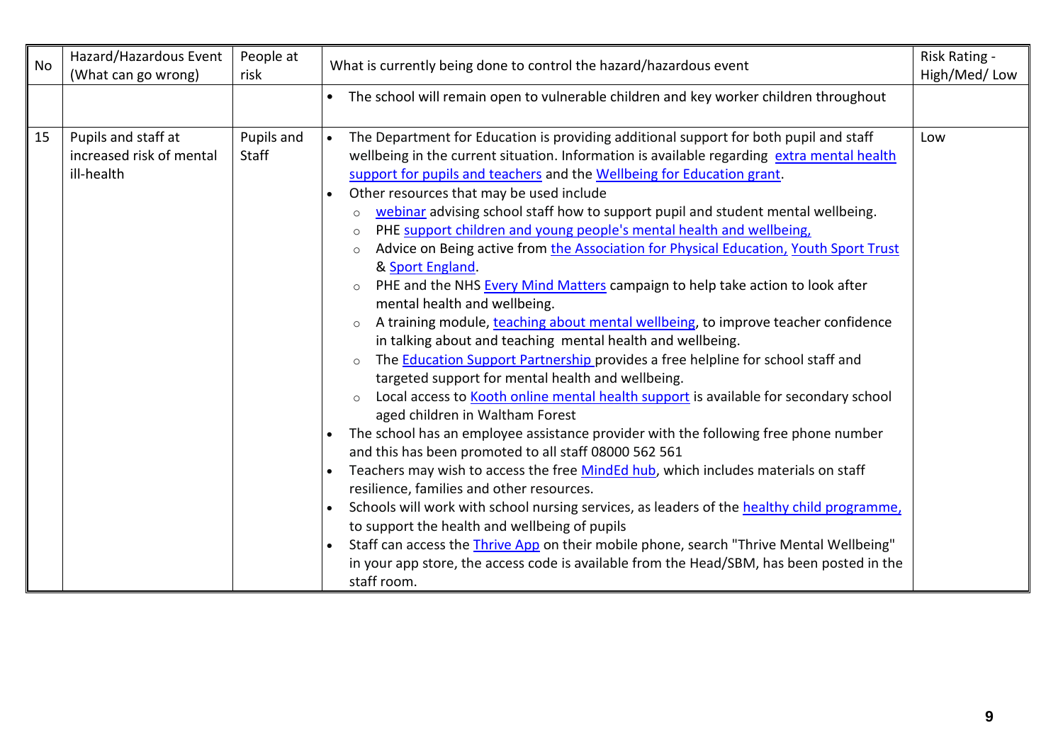| No | Hazard/Hazardous Event (What can go wrong) | People at risk | What is currently being done to control the hazard/hazardous event | Risk Rating - High/Med/ Low |
|---|---|---|---|---|
| | | | • The school will remain open to vulnerable children and key worker children throughout | |
| 15 | Pupils and staff at increased risk of mental ill-health | Pupils and Staff | • The Department for Education is providing additional support for both pupil and staff wellbeing in the current situation. Information is available regarding extra mental health support for pupils and teachers and the Wellbeing for Education grant.<br>• Other resources that may be used include<br>&nbsp;&nbsp;○ webinar advising school staff how to support pupil and student mental wellbeing.<br>&nbsp;&nbsp;○ PHE support children and young people's mental health and wellbeing,<br>&nbsp;&nbsp;○ Advice on Being active from the Association for Physical Education, Youth Sport Trust & Sport England.<br>&nbsp;&nbsp;○ PHE and the NHS Every Mind Matters campaign to help take action to look after mental health and wellbeing.<br>&nbsp;&nbsp;○ A training module, teaching about mental wellbeing, to improve teacher confidence in talking about and teaching mental health and wellbeing.<br>&nbsp;&nbsp;○ The Education Support Partnership provides a free helpline for school staff and targeted support for mental health and wellbeing.<br>&nbsp;&nbsp;○ Local access to Kooth online mental health support is available for secondary school aged children in Waltham Forest<br>• The school has an employee assistance provider with the following free phone number and this has been promoted to all staff 08000 562 561<br>• Teachers may wish to access the free MindEd hub, which includes materials on staff resilience, families and other resources.<br>• Schools will work with school nursing services, as leaders of the healthy child programme, to support the health and wellbeing of pupils<br>• Staff can access the Thrive App on their mobile phone, search "Thrive Mental Wellbeing" in your app store, the access code is available from the Head/SBM, has been posted in the staff room. | Low |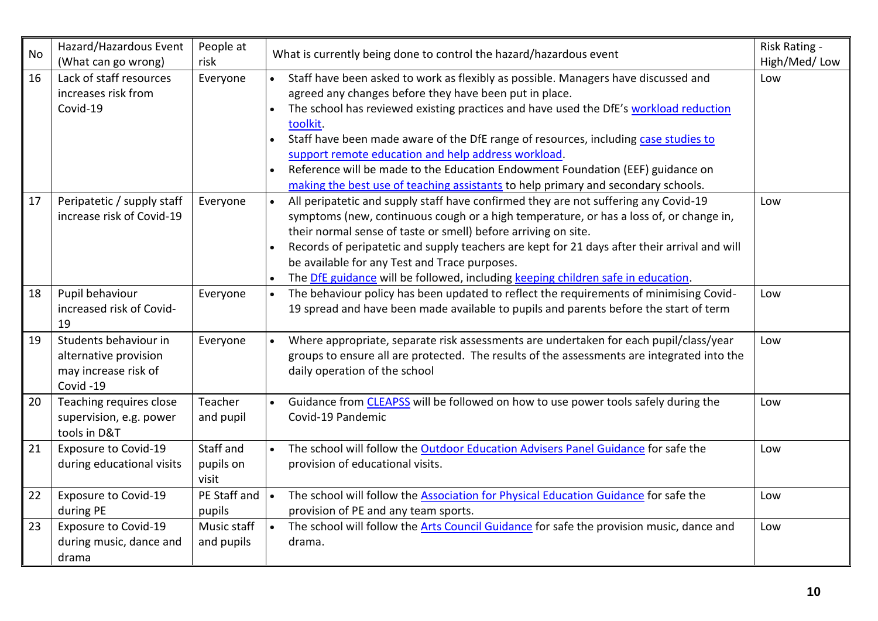| No | Hazard/Hazardous Event (What can go wrong) | People at risk | What is currently being done to control the hazard/hazardous event | Risk Rating - High/Med/ Low |
|---|---|---|---|---|
| 16 | Lack of staff resources increases risk from Covid-19 | Everyone | • Staff have been asked to work as flexibly as possible. Managers have discussed and agreed any changes before they have been put in place.<br>• The school has reviewed existing practices and have used the DfE's workload reduction toolkit.<br>• Staff have been made aware of the DfE range of resources, including case studies to support remote education and help address workload.<br>• Reference will be made to the Education Endowment Foundation (EEF) guidance on making the best use of teaching assistants to help primary and secondary schools. | Low |
| 17 | Peripatetic / supply staff increase risk of Covid-19 | Everyone | • All peripatetic and supply staff have confirmed they are not suffering any Covid-19 symptoms (new, continuous cough or a high temperature, or has a loss of, or change in, their normal sense of taste or smell) before arriving on site.<br>• Records of peripatetic and supply teachers are kept for 21 days after their arrival and will be available for any Test and Trace purposes.<br>• The DfE guidance will be followed, including keeping children safe in education. | Low |
| 18 | Pupil behaviour increased risk of Covid-19 | Everyone | • The behaviour policy has been updated to reflect the requirements of minimising Covid-19 spread and have been made available to pupils and parents before the start of term | Low |
| 19 | Students behaviour in alternative provision may increase risk of Covid -19 | Everyone | • Where appropriate, separate risk assessments are undertaken for each pupil/class/year groups to ensure all are protected. The results of the assessments are integrated into the daily operation of the school | Low |
| 20 | Teaching requires close supervision, e.g. power tools in D&T | Teacher and pupil | • Guidance from CLEAPSS will be followed on how to use power tools safely during the Covid-19 Pandemic | Low |
| 21 | Exposure to Covid-19 during educational visits | Staff and pupils on visit | • The school will follow the Outdoor Education Advisers Panel Guidance for safe the provision of educational visits. | Low |
| 22 | Exposure to Covid-19 during PE | PE Staff and pupils | • The school will follow the Association for Physical Education Guidance for safe the provision of PE and any team sports. | Low |
| 23 | Exposure to Covid-19 during music, dance and drama | Music staff and pupils | • The school will follow the Arts Council Guidance for safe the provision music, dance and drama. | Low |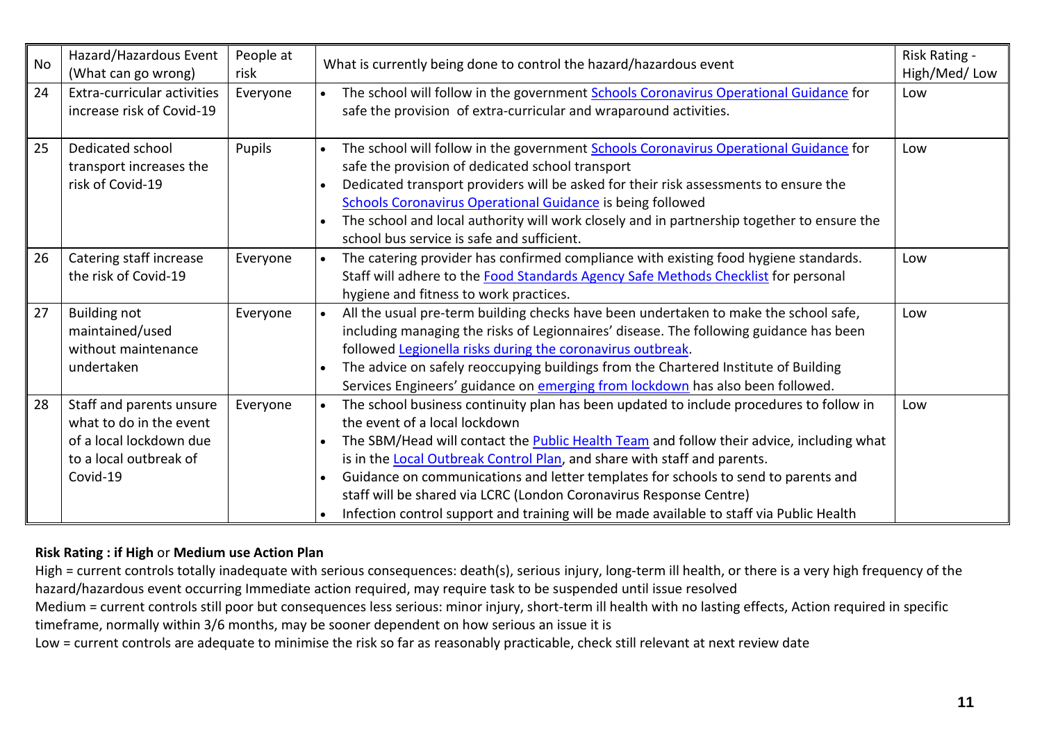| No | Hazard/Hazardous Event (What can go wrong) | People at risk | What is currently being done to control the hazard/hazardous event | Risk Rating - High/Med/ Low |
|---|---|---|---|---|
| 24 | Extra-curricular activities increase risk of Covid-19 | Everyone | • The school will follow in the government Schools Coronavirus Operational Guidance for safe the provision of extra-curricular and wraparound activities. | Low |
| 25 | Dedicated school transport increases the risk of Covid-19 | Pupils | • The school will follow in the government Schools Coronavirus Operational Guidance for safe the provision of dedicated school transport<br>• Dedicated transport providers will be asked for their risk assessments to ensure the Schools Coronavirus Operational Guidance is being followed<br>• The school and local authority will work closely and in partnership together to ensure the school bus service is safe and sufficient. | Low |
| 26 | Catering staff increase the risk of Covid-19 | Everyone | • The catering provider has confirmed compliance with existing food hygiene standards. Staff will adhere to the Food Standards Agency Safe Methods Checklist for personal hygiene and fitness to work practices. | Low |
| 27 | Building not maintained/used without maintenance undertaken | Everyone | • All the usual pre-term building checks have been undertaken to make the school safe, including managing the risks of Legionnaires' disease. The following guidance has been followed Legionella risks during the coronavirus outbreak.<br>• The advice on safely reoccupying buildings from the Chartered Institute of Building Services Engineers' guidance on emerging from lockdown has also been followed. | Low |
| 28 | Staff and parents unsure what to do in the event of a local lockdown due to a local outbreak of Covid-19 | Everyone | • The school business continuity plan has been updated to include procedures to follow in the event of a local lockdown<br>• The SBM/Head will contact the Public Health Team and follow their advice, including what is in the Local Outbreak Control Plan, and share with staff and parents.<br>• Guidance on communications and letter templates for schools to send to parents and staff will be shared via LCRC (London Coronavirus Response Centre)<br>• Infection control support and training will be made available to staff via Public Health | Low |

**Risk Rating : if High** or **Medium use Action Plan**

High = current controls totally inadequate with serious consequences: death(s), serious injury, long-term ill health, or there is a very high frequency of the hazard/hazardous event occurring Immediate action required, may require task to be suspended until issue resolved

Medium = current controls still poor but consequences less serious: minor injury, short-term ill health with no lasting effects, Action required in specific timeframe, normally within 3/6 months, may be sooner dependent on how serious an issue it is

Low = current controls are adequate to minimise the risk so far as reasonably practicable, check still relevant at next review date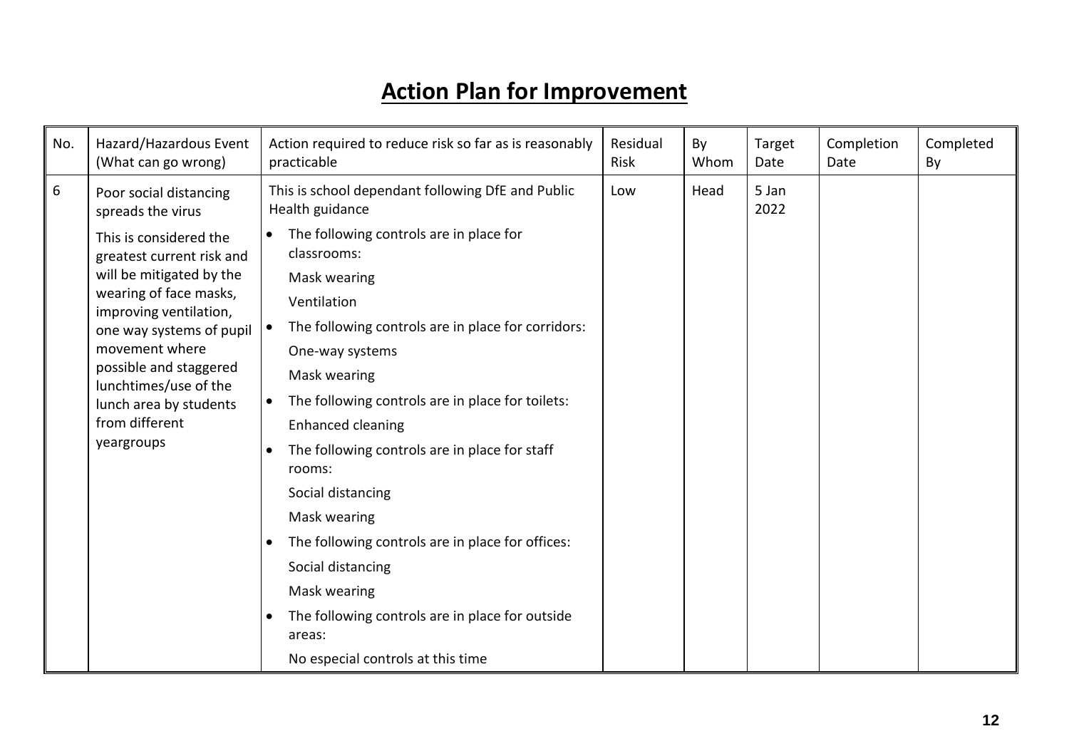# Action Plan for Improvement

| No. | Hazard/Hazardous Event (What can go wrong) | Action required to reduce risk so far as is reasonably practicable | Residual Risk | By Whom | Target Date | Completion Date | Completed By |
|---|---|---|---|---|---|---|---|
| 6 | Poor social distancing spreads the virus<br><br>This is considered the greatest current risk and will be mitigated by the wearing of face masks, improving ventilation, one way systems of pupil movement where possible and staggered lunchtimes/use of the lunch area by students from different yeargroups | This is school dependant following DfE and Public Health guidance<br>• The following controls are in place for classrooms:<br>Mask wearing<br>Ventilation<br>• The following controls are in place for corridors:<br>One-way systems<br>Mask wearing<br>• The following controls are in place for toilets:<br>Enhanced cleaning<br>• The following controls are in place for staff rooms:<br>Social distancing<br>Mask wearing<br>• The following controls are in place for offices:<br>Social distancing<br>Mask wearing<br>• The following controls are in place for outside areas:<br>No especial controls at this time | Low | Head | 5 Jan 2022 | | |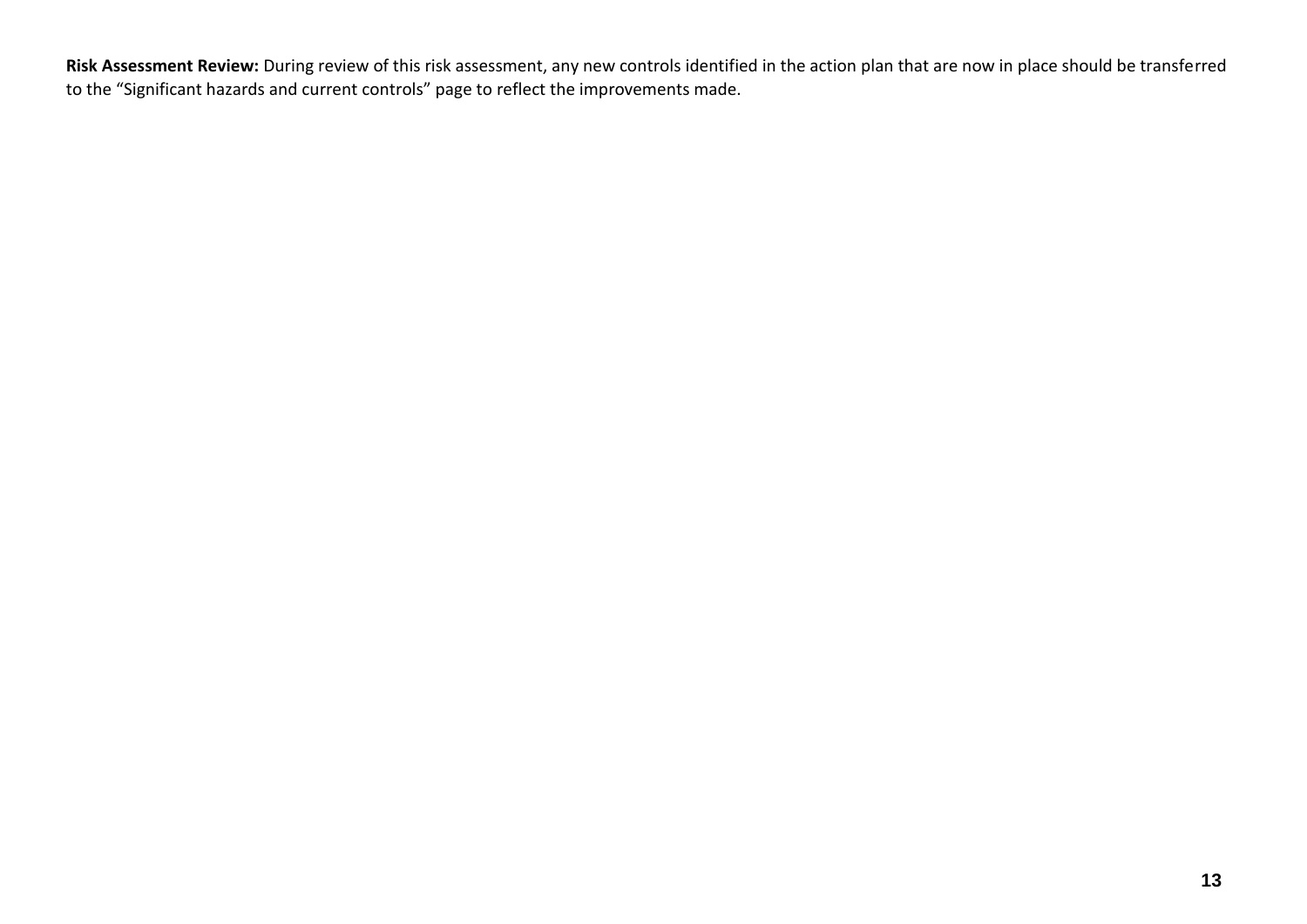**Risk Assessment Review:** During review of this risk assessment, any new controls identified in the action plan that are now in place should be transferred to the “Significant hazards and current controls” page to reflect the improvements made.